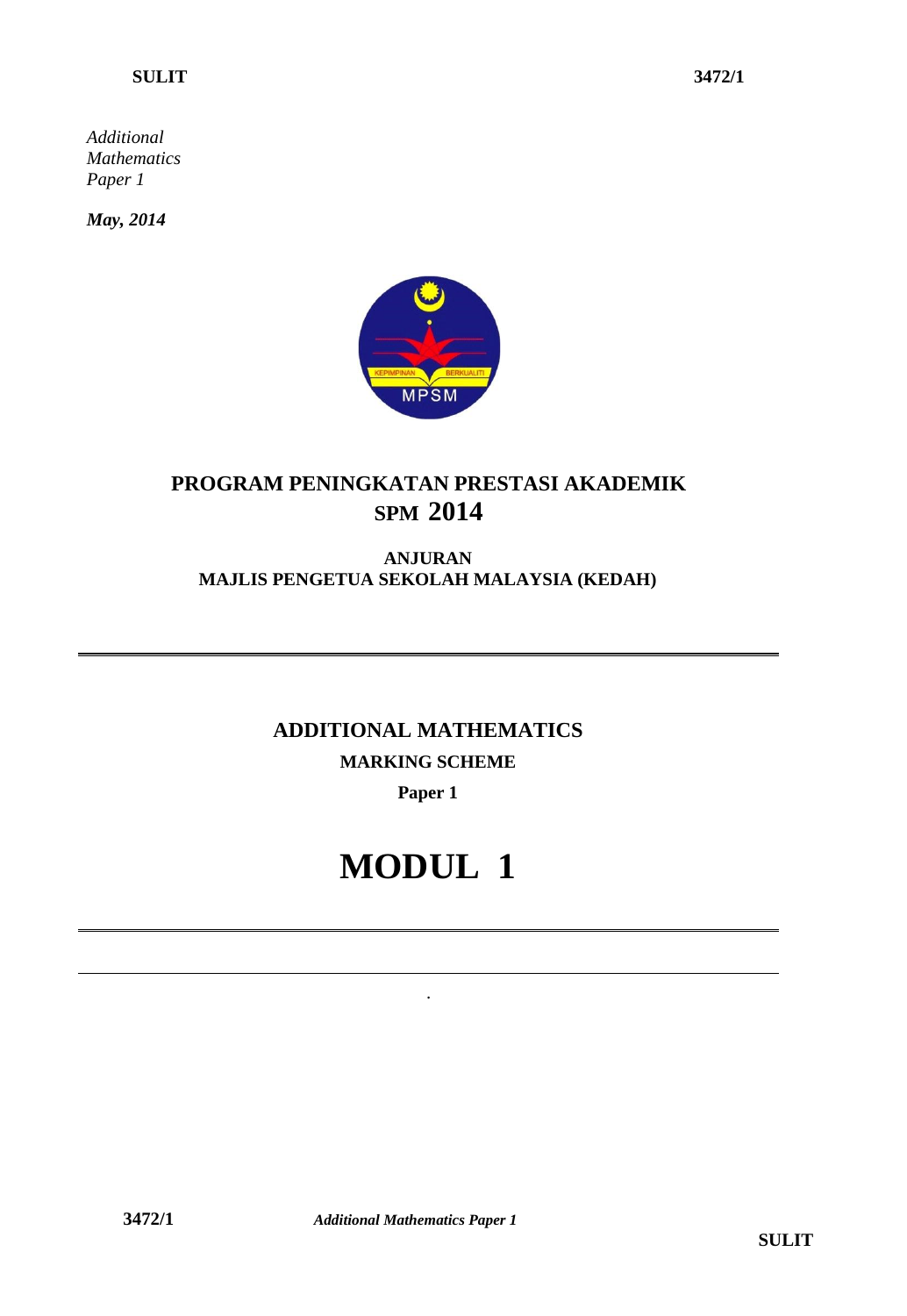SULIT 3472/1

*Additional Mathematics Paper 1*

***May, 2014***

# PROGRAM PENINGKATAN PRESTASI AKADEMIK SPM 2014

**ANJURAN**
**MAJLIS PENGETUA SEKOLAH MALAYSIA (KEDAH)**

---

## ADDITIONAL MATHEMATICS

**MARKING SCHEME**

**Paper 1**

# MODUL 1

---

3472/1 *Additional Mathematics Paper 1* SULIT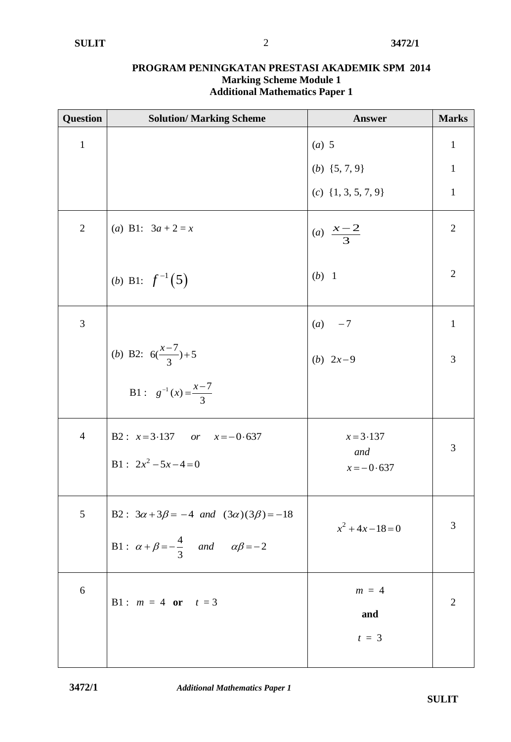**PROGRAM PENINGKATAN PRESTASI AKADEMIK SPM 2014**
**Marking Scheme Module 1**
**Additional Mathematics Paper 1**

| Question | Solution/ Marking Scheme | Answer | Marks |
|---|---|---|---|
| 1 | | (*a*) 5 | 1 |
| | | (*b*) {5, 7, 9} | 1 |
| | | (*c*) {1, 3, 5, 7, 9} | 1 |
| 2 | (*a*) B1: $3a + 2 = x$ | (*a*) $\frac{x-2}{3}$ | 2 |
| | (*b*) B1: $f^{-1}(5)$ | (*b*) 1 | 2 |
| 3 | | (*a*) $-7$ | 1 |
| | (*b*) B2: $6(\frac{x-7}{3})+5$ <br> B1 : $g^{-1}(x)=\frac{x-7}{3}$ | (*b*) $2x-9$ | 3 |
| 4 | B2 : $x=3\cdot137$ *or* $x=-0\cdot637$ <br> B1 : $2x^2-5x-4=0$ | $x=3\cdot137$ *and* $x=-0\cdot637$ | 3 |
| 5 | B2 : $3\alpha+3\beta=-4$ *and* $(3\alpha)(3\beta)=-18$ <br> B1 : $\alpha+\beta=-\frac{4}{3}$ *and* $\alpha\beta=-2$ | $x^2+4x-18=0$ | 3 |
| 6 | B1 : $m = 4$ **or** $t = 3$ | $m = 4$ **and** $t = 3$ | 2 |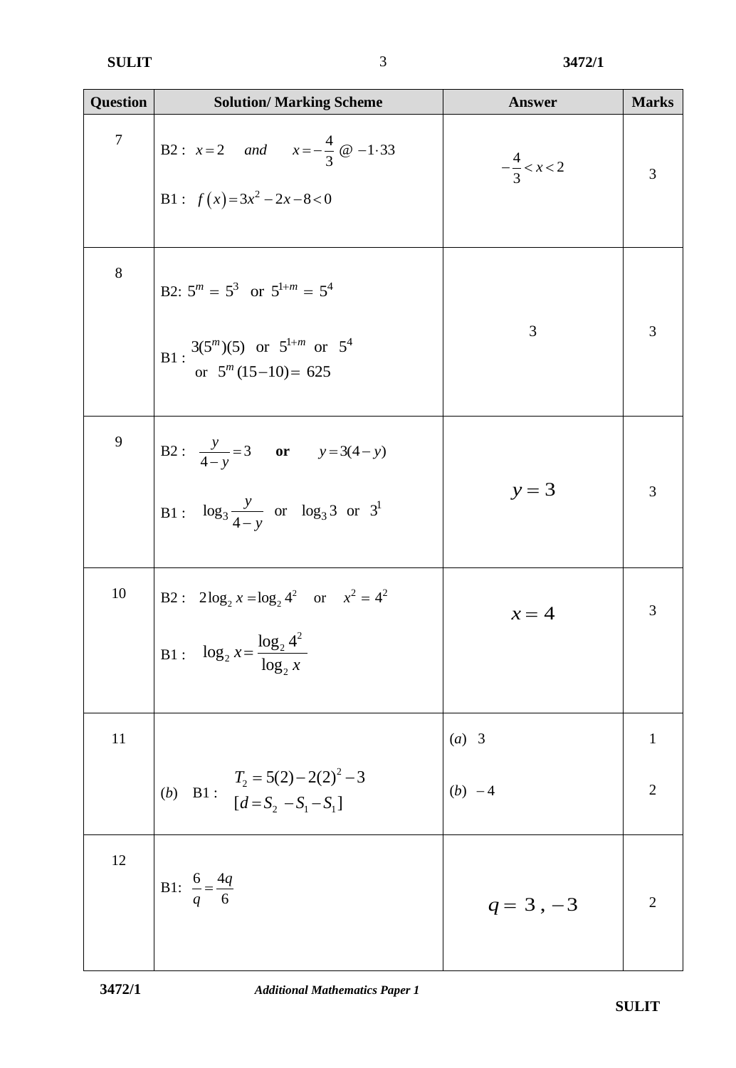| Question | Solution/ Marking Scheme | Answer | Marks |
| --- | --- | --- | --- |
| 7 | B2 : $x = 2$ *and* $x = -\frac{4}{3}$ @ $-1\cdot33$<br><br>B1 : $f(x) = 3x^2 - 2x - 8 < 0$ | $-\frac{4}{3} < x < 2$ | 3 |
| 8 | B2: $5^m = 5^3$ or $5^{1+m} = 5^4$<br><br>B1 : $3(5^m)(5)$ or $5^{1+m}$ or $5^4$<br>or $5^m(15-10) = 625$ | 3 | 3 |
| 9 | B2 : $\frac{y}{4-y} = 3$ **or** $y = 3(4-y)$<br><br>B1 : $\log_3 \frac{y}{4-y}$ or $\log_3 3$ or $3^1$ | $y = 3$ | 3 |
| 10 | B2 : $2\log_2 x = \log_2 4^2$ or $x^2 = 4^2$<br><br>B1 : $\log_2 x = \frac{\log_2 4^2}{\log_2 x}$ | $x = 4$ | 3 |
| 11 | (*b*) B1 : $T_2 = 5(2) - 2(2)^2 - 3$<br>$[d = S_2 - S_1 - S_1]$ | (*a*) 3<br><br>(*b*) $-4$ | 1<br><br>2 |
| 12 | B1: $\frac{6}{q} = \frac{4q}{6}$ | $q = 3, -3$ | 2 |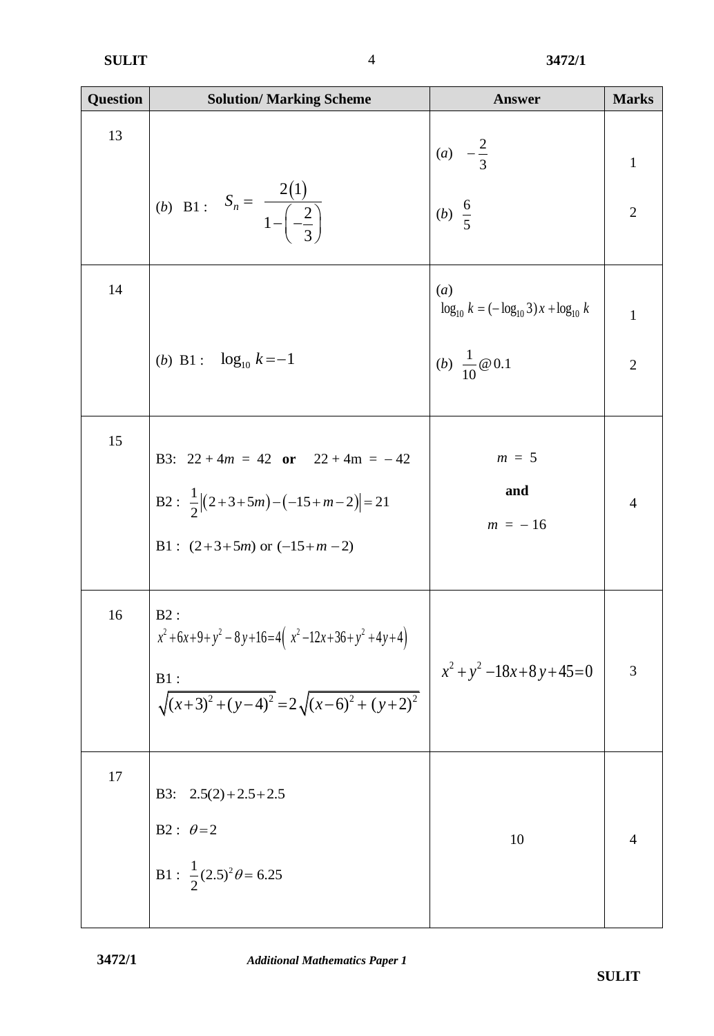| Question | Solution/ Marking Scheme | Answer | Marks |
|---|---|---|---|
| 13 | (*b*) B1 : $S_n = \dfrac{2(1)}{1-\left(-\dfrac{2}{3}\right)}$ | (*a*) $-\dfrac{2}{3}$<br><br>(*b*) $\dfrac{6}{5}$ | 1<br><br>2 |
| 14 | (*b*) B1 : $\log_{10} k = -1$ | (*a*) $\log_{10} k = (-\log_{10} 3)x + \log_{10} k$<br><br>(*b*) $\dfrac{1}{10}$ @ 0.1 | 1<br><br>2 |
| 15 | B3: $22 + 4m = 42$ **or** $22 + 4m = -42$<br><br>B2 : $\dfrac{1}{2}\left\|(2+3+5m)-(-15+m-2)\right\| = 21$<br><br>B1 : $(2+3+5m)$ or $(-15+m-2)$ | $m = 5$<br>**and**<br>$m = -16$ | 4 |
| 16 | B2 :<br>$x^2+6x+9+y^2-8y+16 = 4\left(x^2-12x+36+y^2+4y+4\right)$<br><br>B1 :<br>$\sqrt{(x+3)^2+(y-4)^2} = 2\sqrt{(x-6)^2+(y+2)^2}$ | $x^2+y^2-18x+8y+45=0$ | 3 |
| 17 | B3: $2.5(2)+2.5+2.5$<br><br>B2 : $\theta = 2$<br><br>B1 : $\dfrac{1}{2}(2.5)^2\theta = 6.25$ | 10 | 4 |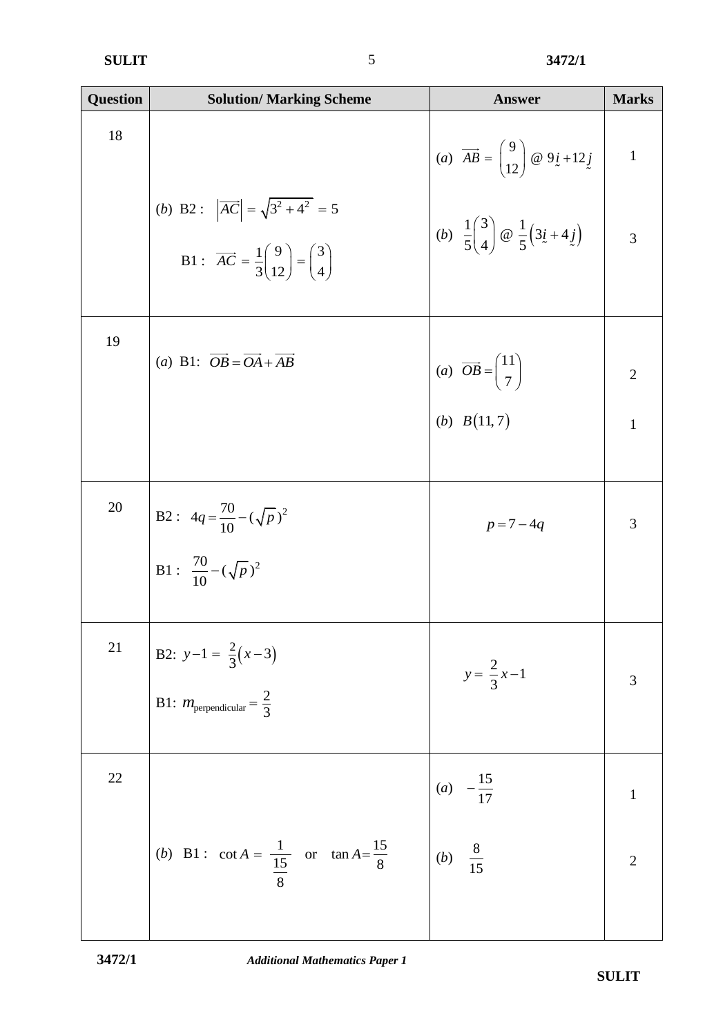| Question | Solution/ Marking Scheme | Answer | Marks |
|---|---|---|---|
| 18 | | (a) $\overrightarrow{AB} = \begin{pmatrix} 9 \\ 12 \end{pmatrix}$ @ $9\underset{\sim}{i} + 12\underset{\sim}{j}$ | 1 |
| | (b) B2 : $\left\lvert\overrightarrow{AC}\right\rvert = \sqrt{3^2 + 4^2} = 5$ <br> B1 : $\overrightarrow{AC} = \frac{1}{3}\begin{pmatrix} 9 \\ 12 \end{pmatrix} = \begin{pmatrix} 3 \\ 4 \end{pmatrix}$ | (b) $\frac{1}{5}\begin{pmatrix} 3 \\ 4 \end{pmatrix}$ @ $\frac{1}{5}\left(3\underset{\sim}{i} + 4\underset{\sim}{j}\right)$ | 3 |
| 19 | (a) B1: $\overrightarrow{OB} = \overrightarrow{OA} + \overrightarrow{AB}$ | (a) $\overrightarrow{OB} = \begin{pmatrix} 11 \\ 7 \end{pmatrix}$ | 2 |
| | | (b) $B(11, 7)$ | 1 |
| 20 | B2 : $4q = \frac{70}{10} - (\sqrt{p})^2$ <br> B1 : $\frac{70}{10} - (\sqrt{p})^2$ | $p = 7 - 4q$ | 3 |
| 21 | B2: $y - 1 = \frac{2}{3}(x - 3)$ <br> B1: $m_{\text{perpendicular}} = \frac{2}{3}$ | $y = \frac{2}{3}x - 1$ | 3 |
| 22 | | (a) $-\frac{15}{17}$ | 1 |
| | (b) B1 : $\cot A = \dfrac{1}{\frac{15}{8}}$ or $\tan A = \frac{15}{8}$ | (b) $\frac{8}{15}$ | 2 |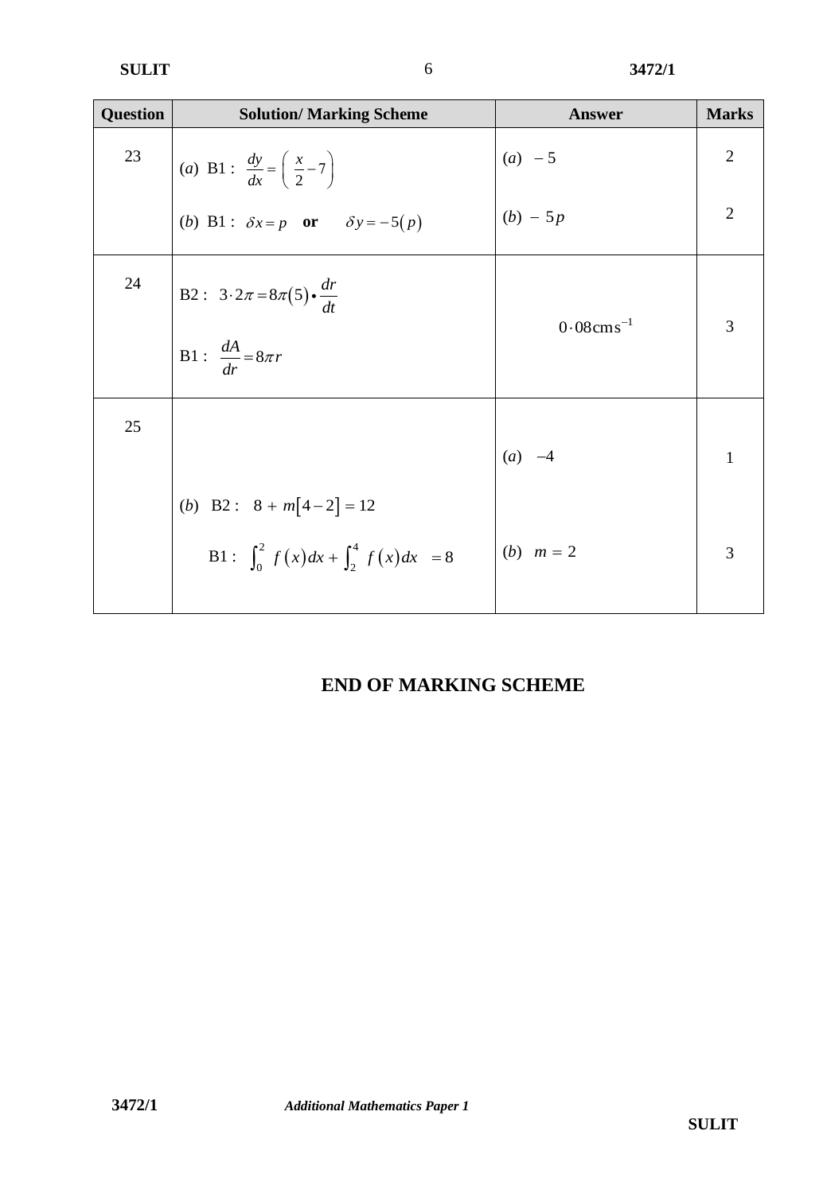| Question | Solution/ Marking Scheme | Answer | Marks |
| --- | --- | --- | --- |
| 23 | $(a)$ B1 : $\dfrac{dy}{dx} = \left( \dfrac{x}{2} - 7 \right)$ | $(a)$ $-5$ | 2 |
| | $(b)$ B1 : $\delta x = p$ **or** $\delta y = -5(p)$ | $(b)$ $-5p$ | 2 |
| 24 | B2 : $3 \cdot 2\pi = 8\pi(5) \bullet \dfrac{dr}{dt}$ <br> B1 : $\dfrac{dA}{dr} = 8\pi r$ | $0 \cdot 08\text{cm s}^{-1}$ | 3 |
| 25 | | $(a)$ $-4$ | 1 |
| | $(b)$ B2 : $8 + m[4-2] = 12$ <br> B1 : $\int_0^2 f(x)dx + \int_2^4 f(x)dx = 8$ | $(b)$ $m = 2$ | 3 |

**END OF MARKING SCHEME**